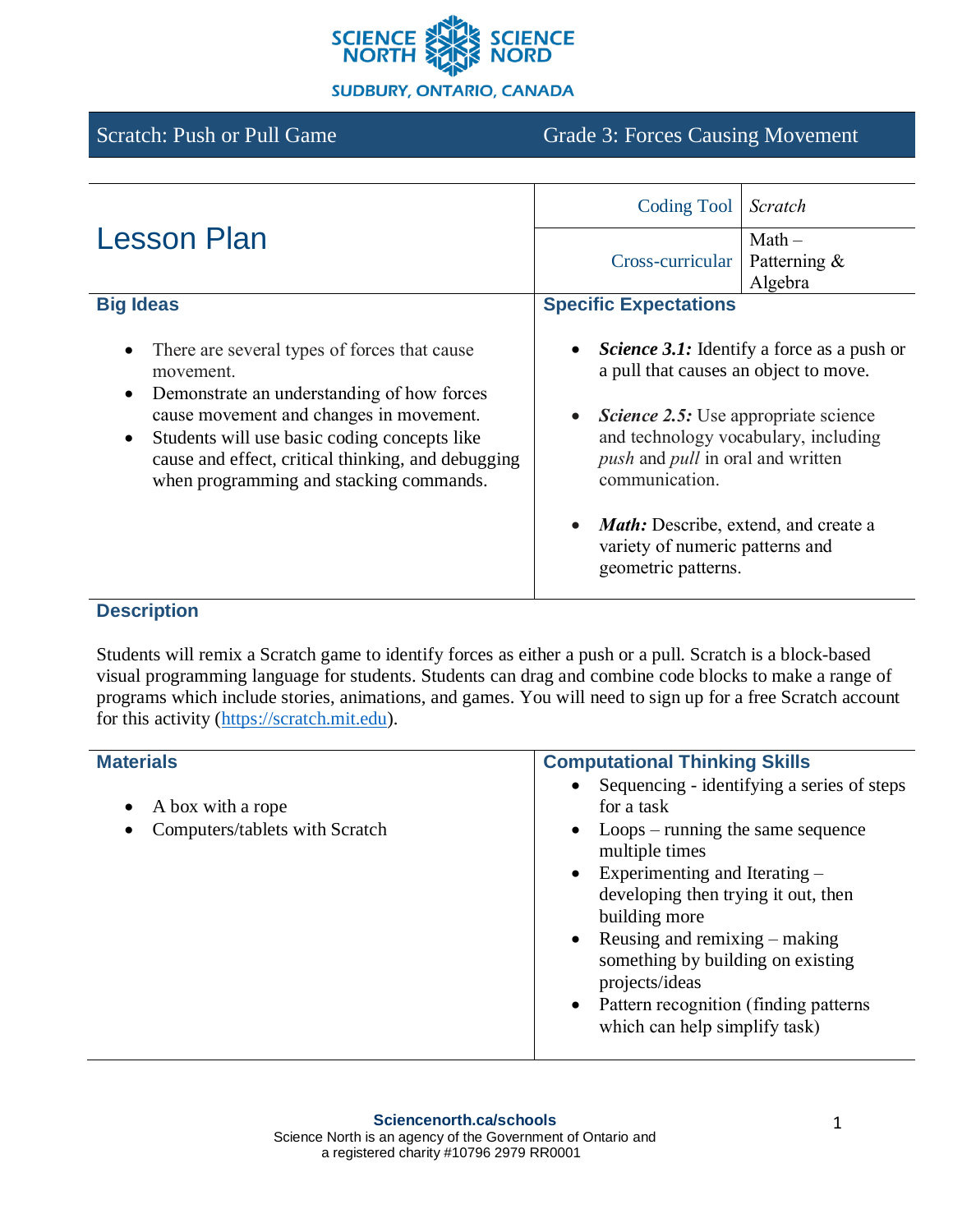SCIENCE NORTH | SCIENCE NORD

SUDBURY, ONTARIO, CANADA

**Scratch: Push or Pull Game** — **Grade 3: Forces Causing Movement**

# Lesson Plan

| | |
|---|---|
| Coding Tool | *Scratch* |
| Cross-curricular | Math – Patterning & Algebra |

## Big Ideas

- There are several types of forces that cause movement.
- Demonstrate an understanding of how forces cause movement and changes in movement.
- Students will use basic coding concepts like cause and effect, critical thinking, and debugging when programming and stacking commands.

## Specific Expectations

- ***Science 3.1:*** Identify a force as a push or a pull that causes an object to move.
- ***Science 2.5:*** Use appropriate science and technology vocabulary, including *push* and *pull* in oral and written communication.
- ***Math:*** Describe, extend, and create a variety of numeric patterns and geometric patterns.

## Description

Students will remix a Scratch game to identify forces as either a push or a pull. Scratch is a block-based visual programming language for students. Students can drag and combine code blocks to make a range of programs which include stories, animations, and games. You will need to sign up for a free Scratch account for this activity (https://scratch.mit.edu).

## Materials

- A box with a rope
- Computers/tablets with Scratch

## Computational Thinking Skills

- Sequencing - identifying a series of steps for a task
- Loops – running the same sequence multiple times
- Experimenting and Iterating – developing then trying it out, then building more
- Reusing and remixing – making something by building on existing projects/ideas
- Pattern recognition (finding patterns which can help simplify task)

**Sciencenorth.ca/schools**
Science North is an agency of the Government of Ontario and a registered charity #10796 2979 RR0001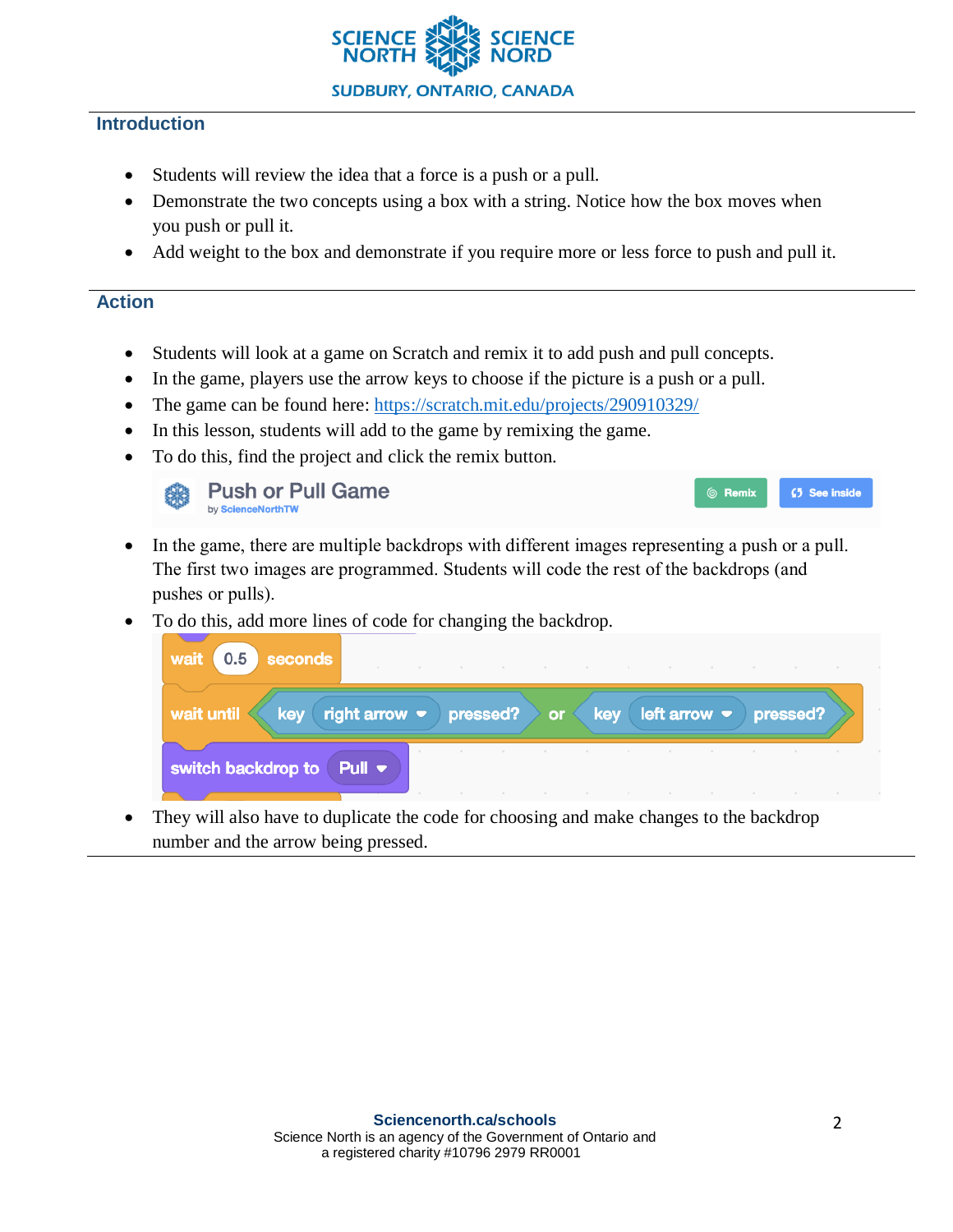## Introduction

- Students will review the idea that a force is a push or a pull.
- Demonstrate the two concepts using a box with a string. Notice how the box moves when you push or pull it.
- Add weight to the box and demonstrate if you require more or less force to push and pull it.

## Action

- Students will look at a game on Scratch and remix it to add push and pull concepts.
- In the game, players use the arrow keys to choose if the picture is a push or a pull.
- The game can be found here: [https://scratch.mit.edu/projects/290910329/](https://scratch.mit.edu/projects/290910329/)
- In this lesson, students will add to the game by remixing the game.
- To do this, find the project and click the remix button.
- In the game, there are multiple backdrops with different images representing a push or a pull. The first two images are programmed. Students will code the rest of the backdrops (and pushes or pulls).
- To do this, add more lines of code for changing the backdrop.
- They will also have to duplicate the code for choosing and make changes to the backdrop number and the arrow being pressed.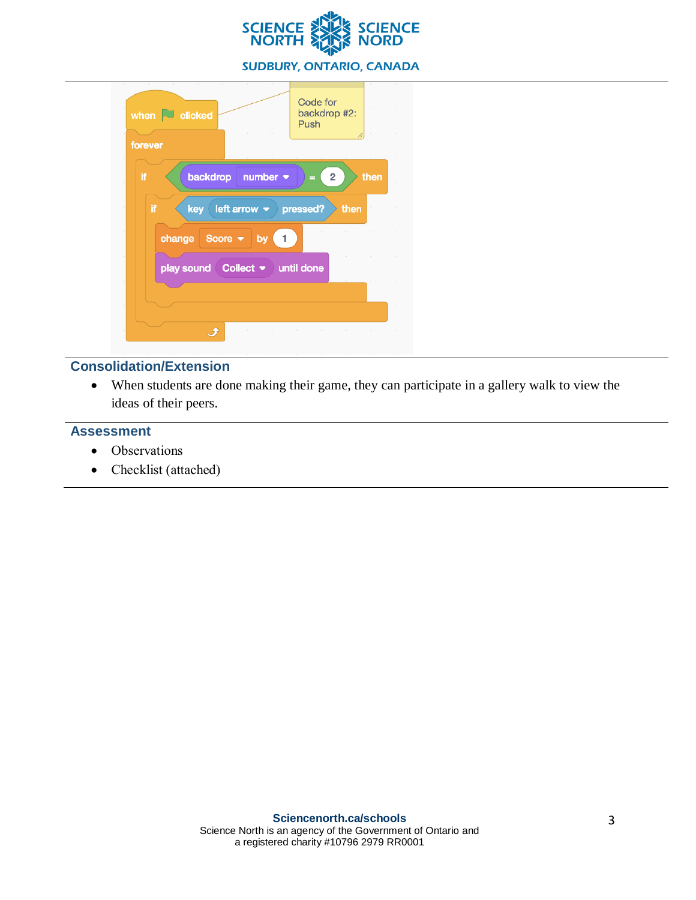```
when [green flag] clicked
forever
    if <(backdrop [number] = 2)> then
        if <key [left arrow] pressed?> then
            change [Score] by (1)
            play sound [Collect] until done
```

Code for backdrop #2: Push

## Consolidation/Extension

- When students are done making their game, they can participate in a gallery walk to view the ideas of their peers.

## Assessment

- Observations
- Checklist (attached)